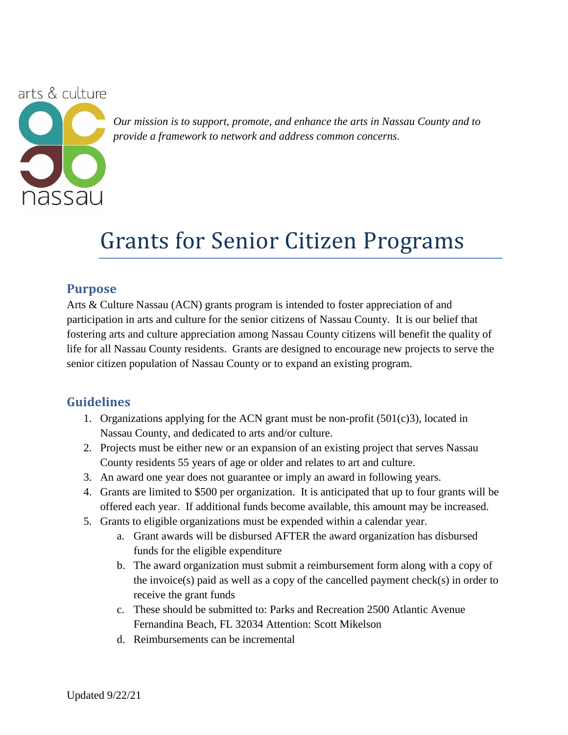arts & culture nassau

*Our mission is to support, promote, and enhance the arts in Nassau County and to provide a framework to network and address common concerns.*

# Grants for Senior Citizen Programs

## Purpose

Arts & Culture Nassau (ACN) grants program is intended to foster appreciation of and participation in arts and culture for the senior citizens of Nassau County. It is our belief that fostering arts and culture appreciation among Nassau County citizens will benefit the quality of life for all Nassau County residents. Grants are designed to encourage new projects to serve the senior citizen population of Nassau County or to expand an existing program.

## Guidelines

1. Organizations applying for the ACN grant must be non-profit (501(c)3), located in Nassau County, and dedicated to arts and/or culture.
2. Projects must be either new or an expansion of an existing project that serves Nassau County residents 55 years of age or older and relates to art and culture.
3. An award one year does not guarantee or imply an award in following years.
4. Grants are limited to $500 per organization. It is anticipated that up to four grants will be offered each year. If additional funds become available, this amount may be increased.
5. Grants to eligible organizations must be expended within a calendar year.
   a. Grant awards will be disbursed AFTER the award organization has disbursed funds for the eligible expenditure
   b. The award organization must submit a reimbursement form along with a copy of the invoice(s) paid as well as a copy of the cancelled payment check(s) in order to receive the grant funds
   c. These should be submitted to: Parks and Recreation 2500 Atlantic Avenue Fernandina Beach, FL 32034 Attention: Scott Mikelson
   d. Reimbursements can be incremental

Updated 9/22/21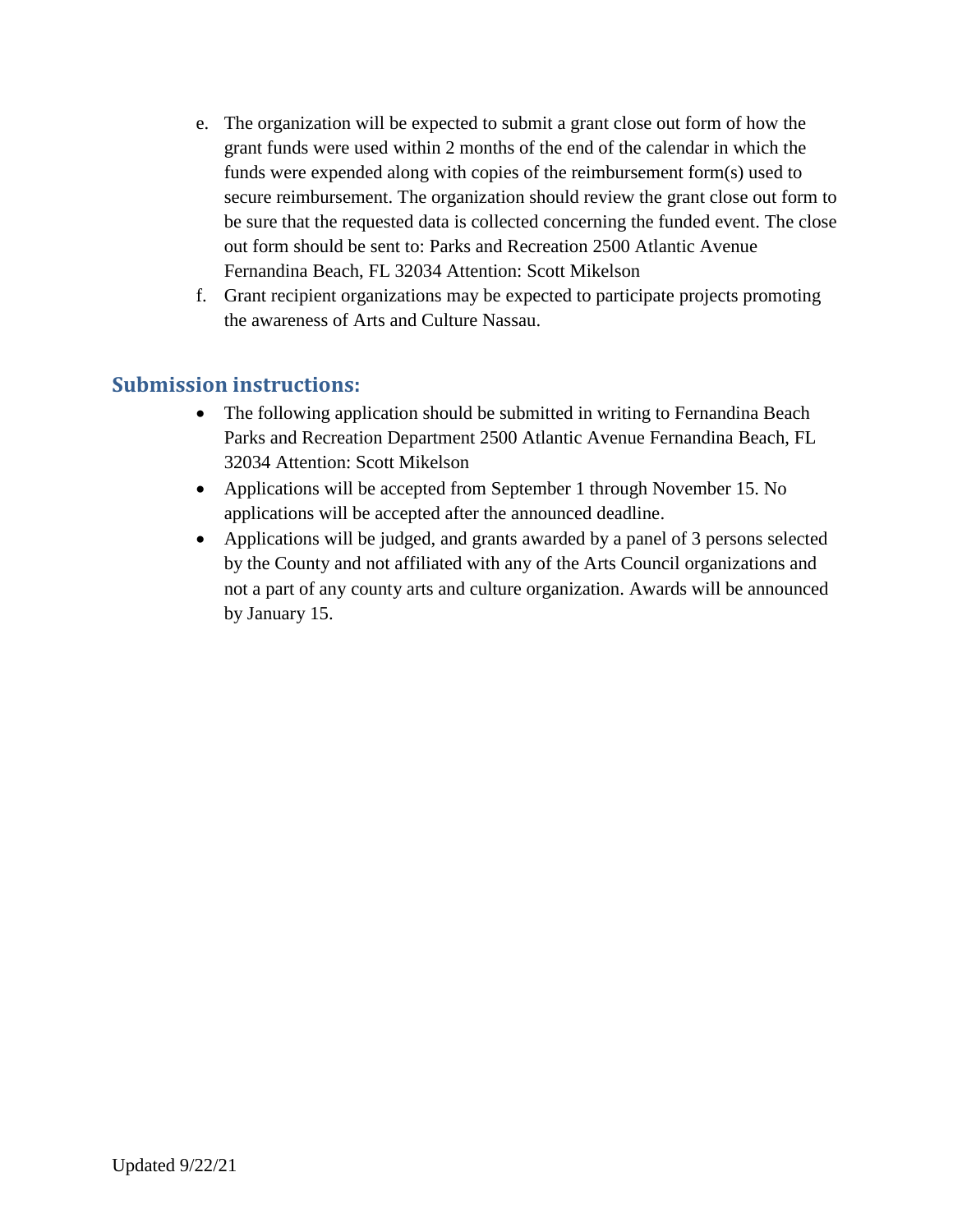e. The organization will be expected to submit a grant close out form of how the grant funds were used within 2 months of the end of the calendar in which the funds were expended along with copies of the reimbursement form(s) used to secure reimbursement. The organization should review the grant close out form to be sure that the requested data is collected concerning the funded event. The close out form should be sent to: Parks and Recreation 2500 Atlantic Avenue Fernandina Beach, FL 32034 Attention: Scott Mikelson
f. Grant recipient organizations may be expected to participate projects promoting the awareness of Arts and Culture Nassau.

## Submission instructions:

- The following application should be submitted in writing to Fernandina Beach Parks and Recreation Department 2500 Atlantic Avenue Fernandina Beach, FL 32034 Attention: Scott Mikelson
- Applications will be accepted from September 1 through November 15. No applications will be accepted after the announced deadline.
- Applications will be judged, and grants awarded by a panel of 3 persons selected by the County and not affiliated with any of the Arts Council organizations and not a part of any county arts and culture organization. Awards will be announced by January 15.

Updated 9/22/21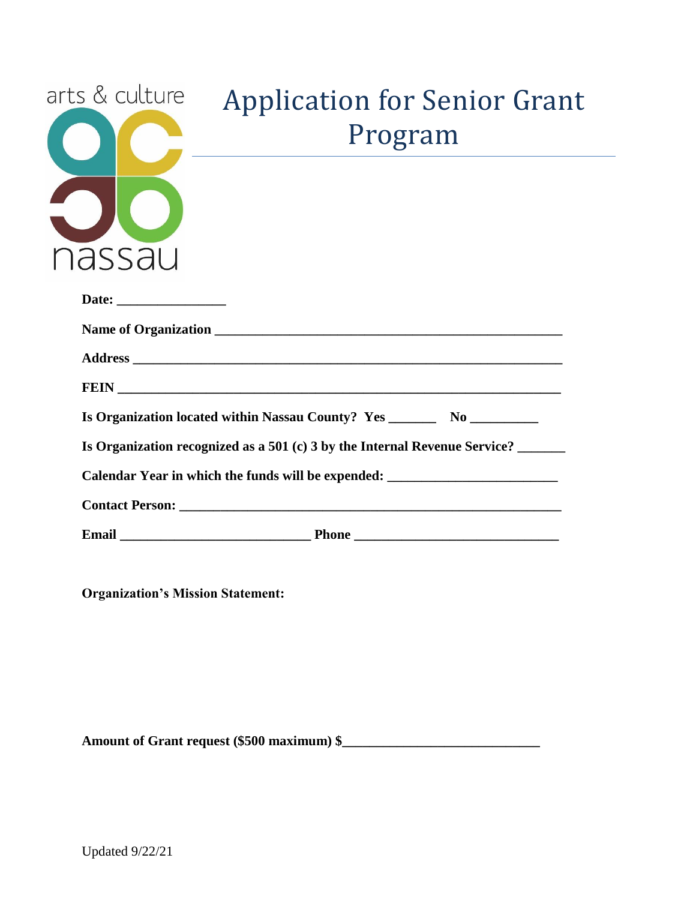arts & culture

nassau

# Application for Senior Grant Program

**Date: \_\_\_\_\_\_\_\_\_\_\_\_\_\_\_\_**

**Name of Organization \_\_\_\_\_\_\_\_\_\_\_\_\_\_\_\_\_\_\_\_\_\_\_\_\_\_\_\_\_\_\_\_\_\_\_\_\_\_\_\_\_\_\_\_\_\_\_\_\_\_\_\_**

**Address \_\_\_\_\_\_\_\_\_\_\_\_\_\_\_\_\_\_\_\_\_\_\_\_\_\_\_\_\_\_\_\_\_\_\_\_\_\_\_\_\_\_\_\_\_\_\_\_\_\_\_\_\_\_\_\_\_\_\_\_\_\_**

**FEIN \_\_\_\_\_\_\_\_\_\_\_\_\_\_\_\_\_\_\_\_\_\_\_\_\_\_\_\_\_\_\_\_\_\_\_\_\_\_\_\_\_\_\_\_\_\_\_\_\_\_\_\_\_\_\_\_\_\_\_\_\_\_\_\_**

**Is Organization located within Nassau County? Yes \_\_\_\_\_\_\_ No \_\_\_\_\_\_\_\_\_\_**

**Is Organization recognized as a 501 (c) 3 by the Internal Revenue Service? \_\_\_\_\_\_\_**

**Calendar Year in which the funds will be expended: \_\_\_\_\_\_\_\_\_\_\_\_\_\_\_\_\_\_\_\_\_\_\_\_\_**

**Contact Person: \_\_\_\_\_\_\_\_\_\_\_\_\_\_\_\_\_\_\_\_\_\_\_\_\_\_\_\_\_\_\_\_\_\_\_\_\_\_\_\_\_\_\_\_\_\_\_\_\_\_\_\_\_\_\_**

**Email \_\_\_\_\_\_\_\_\_\_\_\_\_\_\_\_\_\_\_\_\_\_\_\_\_\_\_\_\_ Phone \_\_\_\_\_\_\_\_\_\_\_\_\_\_\_\_\_\_\_\_\_\_\_\_\_\_\_\_\_\_\_**

**Organization's Mission Statement:**

**Amount of Grant request ($500 maximum) $\_\_\_\_\_\_\_\_\_\_\_\_\_\_\_\_\_\_\_\_\_\_\_\_\_\_\_\_\_**

Updated 9/22/21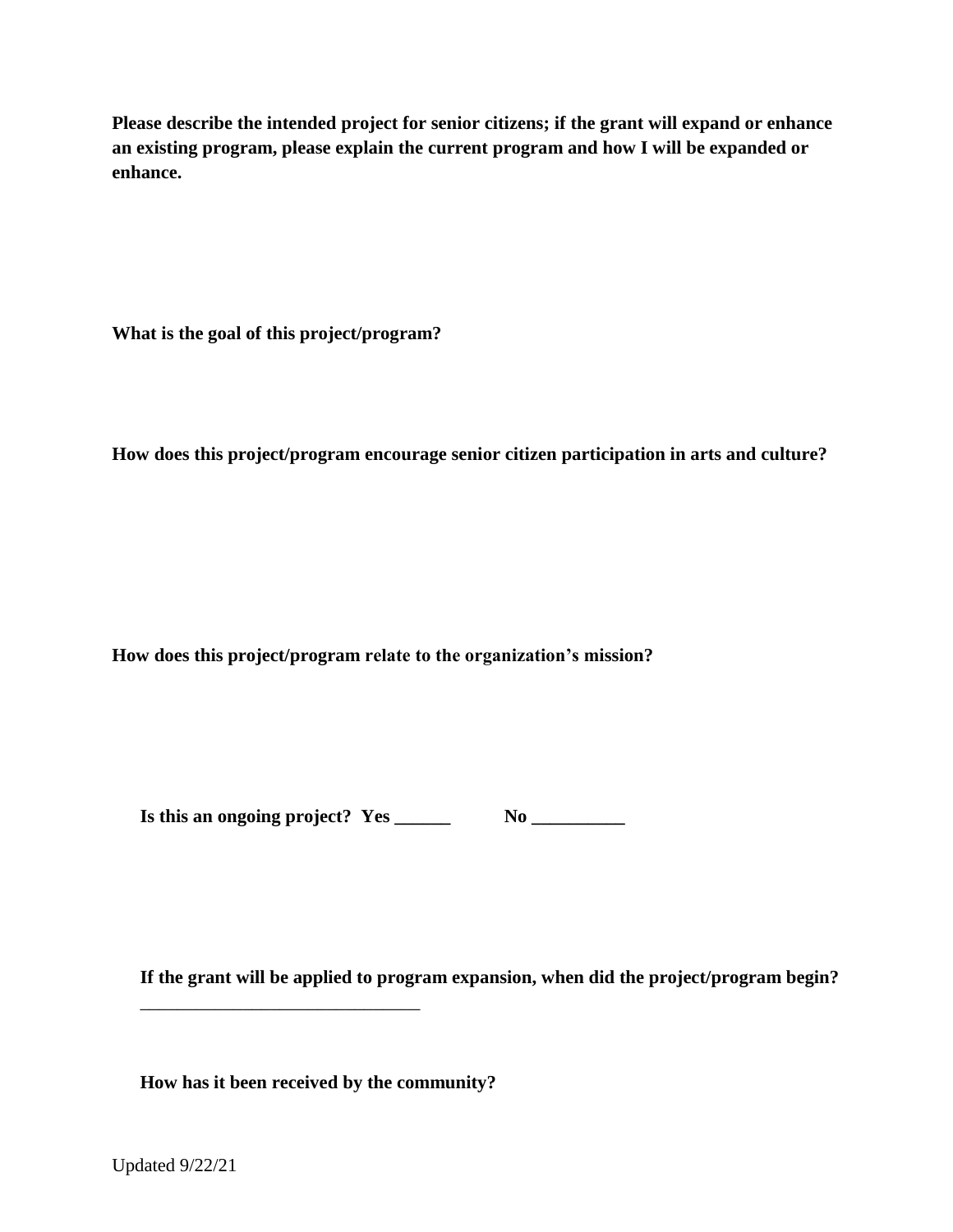**Please describe the intended project for senior citizens; if the grant will expand or enhance an existing program, please explain the current program and how I will be expanded or enhance.**

**What is the goal of this project/program?**

**How does this project/program encourage senior citizen participation in arts and culture?**

**How does this project/program relate to the organization's mission?**

**Is this an ongoing project? Yes ______ No __________**

**If the grant will be applied to program expansion, when did the project/program begin?**
______________________________

**How has it been received by the community?**

Updated 9/22/21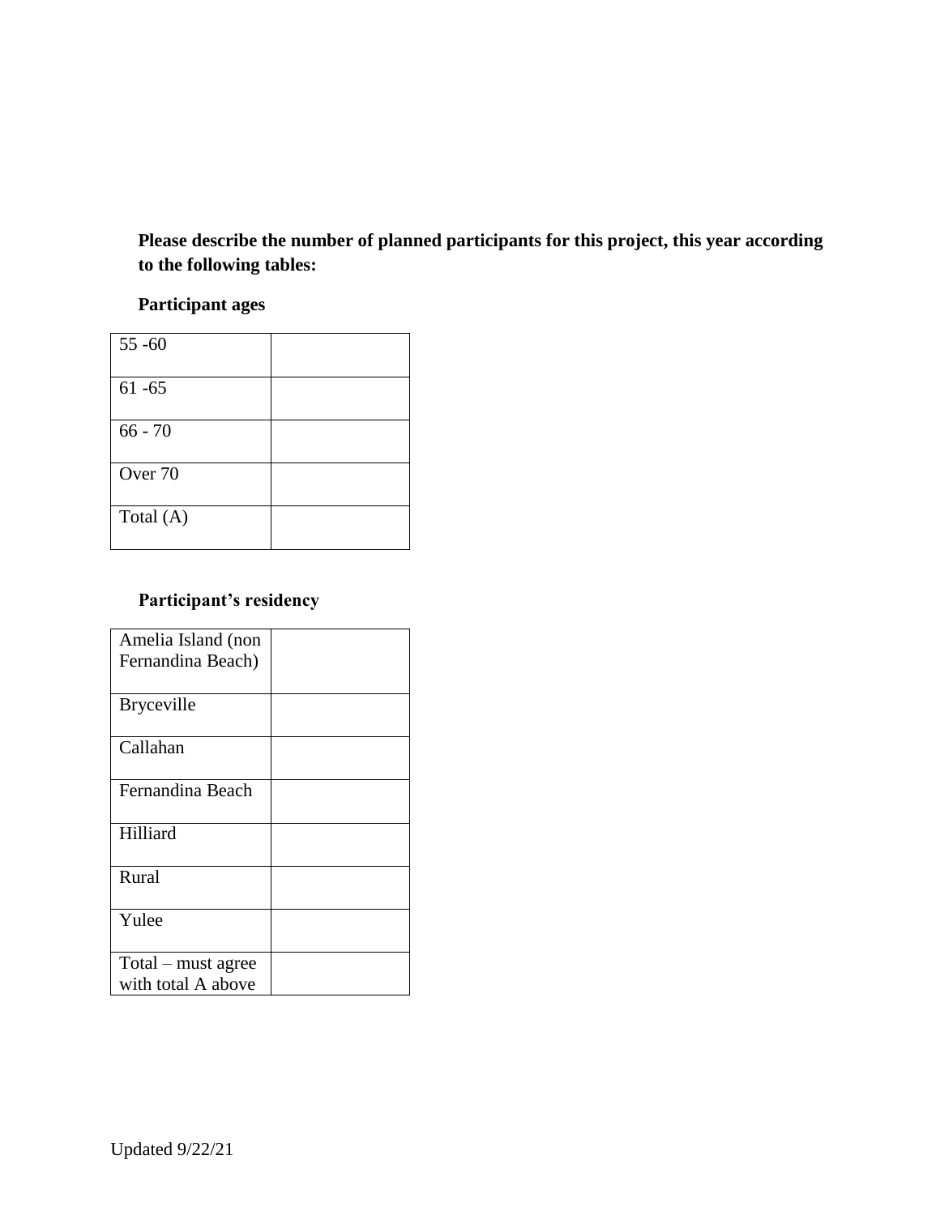**Please describe the number of planned participants for this project, this year according to the following tables:**

**Participant ages**

| | |
|---|---|
| 55 -60 | |
| 61 -65 | |
| 66 - 70 | |
| Over 70 | |
| Total (A) | |

**Participant's residency**

| | |
|---|---|
| Amelia Island (non Fernandina Beach) | |
| Bryceville | |
| Callahan | |
| Fernandina Beach | |
| Hilliard | |
| Rural | |
| Yulee | |
| Total – must agree with total A above | |

Updated 9/22/21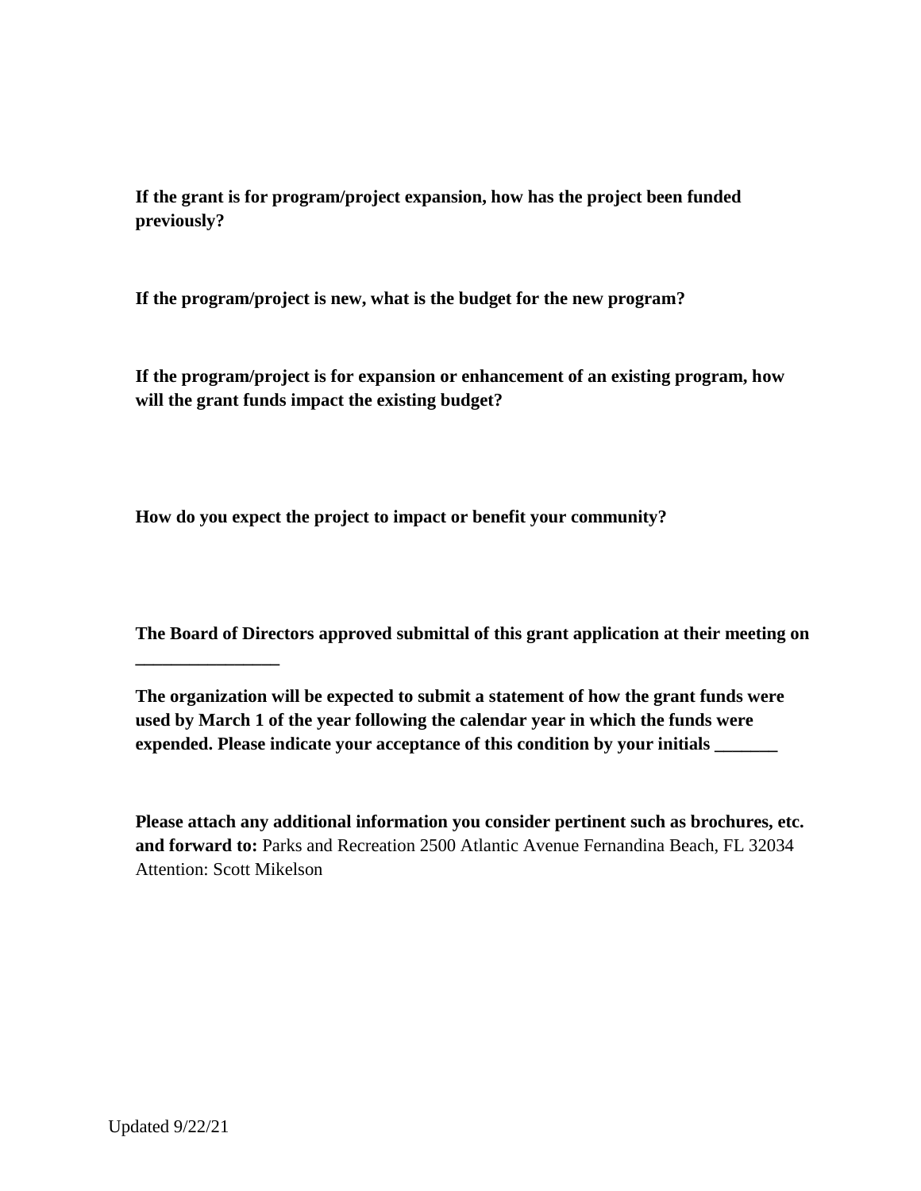**If the grant is for program/project expansion, how has the project been funded previously?**

**If the program/project is new, what is the budget for the new program?**

**If the program/project is for expansion or enhancement of an existing program, how will the grant funds impact the existing budget?**

**How do you expect the project to impact or benefit your community?**

**The Board of Directors approved submittal of this grant application at their meeting on ________________**

**The organization will be expected to submit a statement of how the grant funds were used by March 1 of the year following the calendar year in which the funds were expended. Please indicate your acceptance of this condition by your initials _______**

**Please attach any additional information you consider pertinent such as brochures, etc. and forward to:** Parks and Recreation 2500 Atlantic Avenue Fernandina Beach, FL 32034 Attention: Scott Mikelson

Updated 9/22/21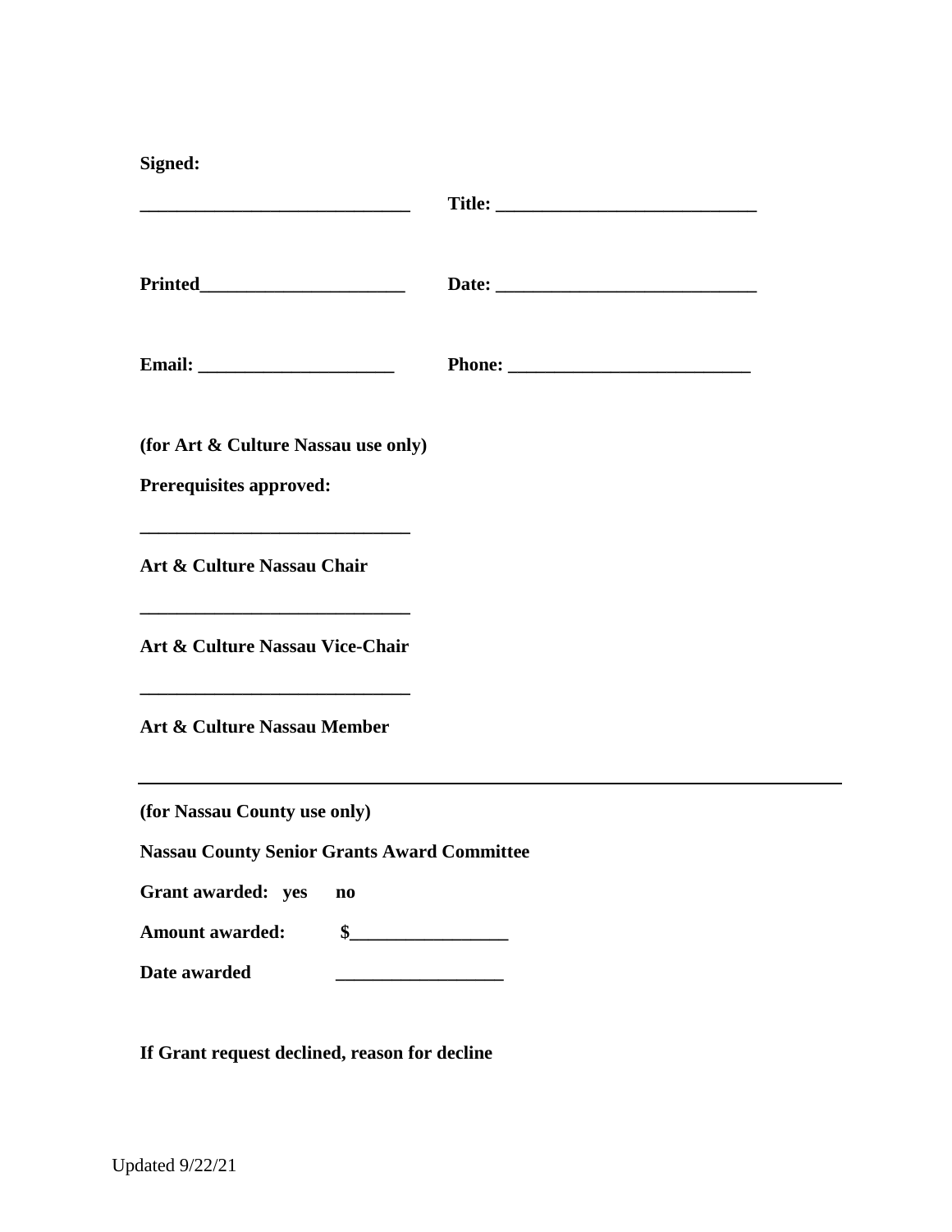**Signed:**

**______________________________** **Title: _____________________________**

**Printed______________________** **Date: _____________________________**

**Email: _____________________** **Phone: __________________________**

**(for Art & Culture Nassau use only)**

**Prerequisites approved:**

**______________________________**

**Art & Culture Nassau Chair**

**______________________________**

**Art & Culture Nassau Vice-Chair**

**______________________________**

**Art & Culture Nassau Member**

---

**(for Nassau County use only)**

**Nassau County Senior Grants Award Committee**

**Grant awarded: yes no**

**Amount awarded: $_________________**

**Date awarded __________________**

**If Grant request declined, reason for decline**

Updated 9/22/21